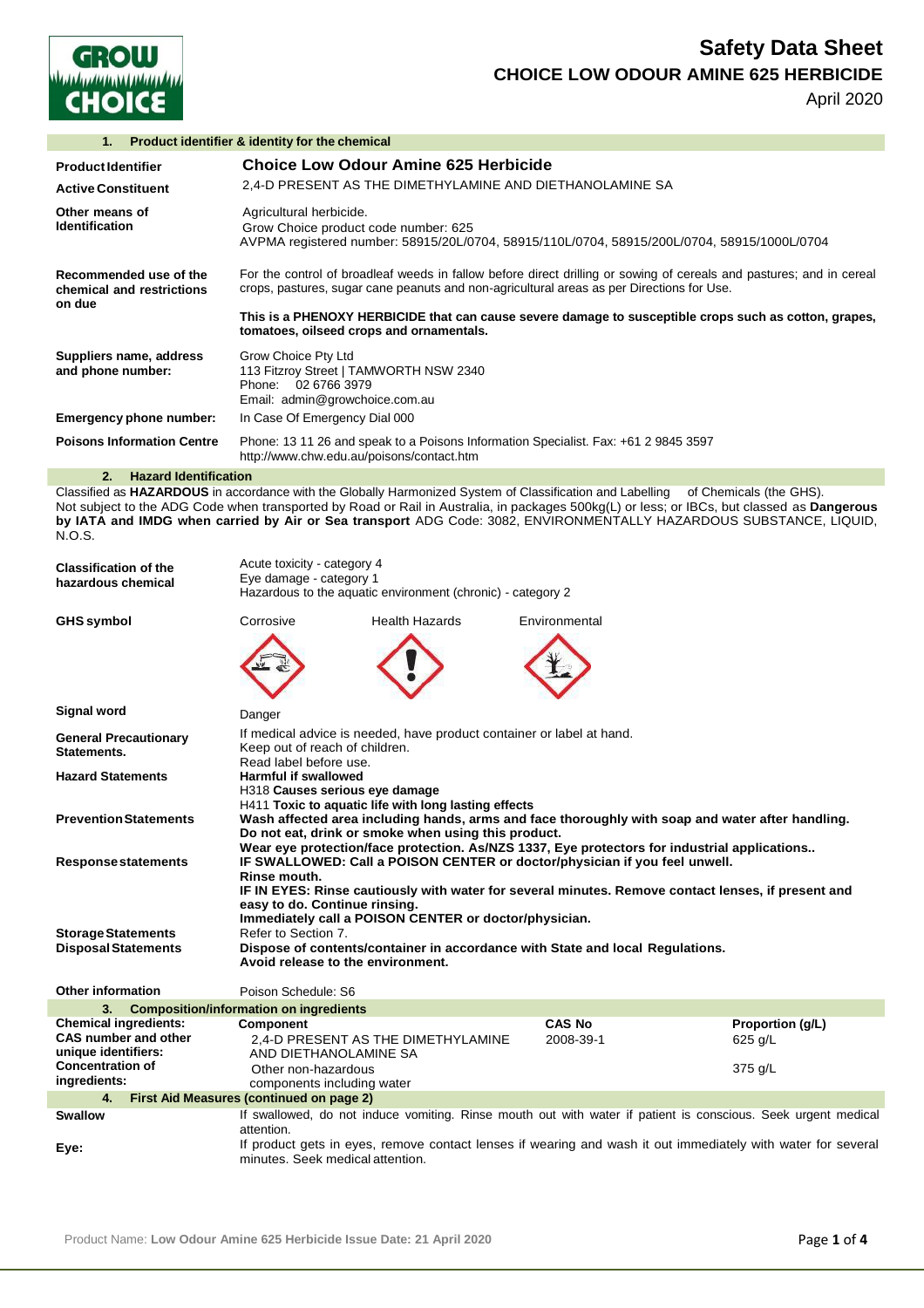# Safety Data Sheet

## CHOICE LOW ODOUR AMINE 625 HERBICIDE

April 2020

### 1. Product identifier & identity for the chemical

| | |
|---|---|
| **Product Identifier** | **Choice Low Odour Amine 625 Herbicide** |
| **Active Constituent** | 2,4-D PRESENT AS THE DIMETHYLAMINE AND DIETHANOLAMINE SA |
| **Other means of Identification** | Agricultural herbicide.<br>Grow Choice product code number: 625<br>AVPMA registered number: 58915/20L/0704, 58915/110L/0704, 58915/200L/0704, 58915/1000L/0704 |
| **Recommended use of the chemical and restrictions on due** | For the control of broadleaf weeds in fallow before direct drilling or sowing of cereals and pastures; and in cereal crops, pastures, sugar cane peanuts and non-agricultural areas as per Directions for Use.<br>**This is a PHENOXY HERBICIDE that can cause severe damage to susceptible crops such as cotton, grapes, tomatoes, oilseed crops and ornamentals.** |
| **Suppliers name, address and phone number:** | Grow Choice Pty Ltd<br>113 Fitzroy Street \| TAMWORTH NSW 2340<br>Phone: 02 6766 3979<br>Email: admin@growchoice.com.au |
| **Emergency phone number:** | In Case Of Emergency Dial 000 |
| **Poisons Information Centre** | Phone: 13 11 26 and speak to a Poisons Information Specialist. Fax: +61 2 9845 3597<br>http://www.chw.edu.au/poisons/contact.htm |

### 2. Hazard Identification

Classified as **HAZARDOUS** in accordance with the Globally Harmonized System of Classification and Labelling of Chemicals (the GHS).
Not subject to the ADG Code when transported by Road or Rail in Australia, in packages 500kg(L) or less; or IBCs, but classed as **Dangerous by IATA and IMDG when carried by Air or Sea transport** ADG Code: 3082, ENVIRONMENTALLY HAZARDOUS SUBSTANCE, LIQUID, N.O.S.

| | |
|---|---|
| **Classification of the hazardous chemical** | Acute toxicity - category 4<br>Eye damage - category 1<br>Hazardous to the aquatic environment (chronic) - category 2 |
| **GHS symbol** | Corrosive, Health Hazards, Environmental |
| **Signal word** | Danger |
| **General Precautionary Statements.** | If medical advice is needed, have product container or label at hand.<br>Keep out of reach of children.<br>Read label before use. |
| **Hazard Statements** | **Harmful if swallowed**<br>H318 **Causes serious eye damage**<br>H411 **Toxic to aquatic life with long lasting effects** |
| **Prevention Statements** | **Wash affected area including hands, arms and face thoroughly with soap and water after handling.**<br>**Do not eat, drink or smoke when using this product.**<br>**Wear eye protection/face protection. As/NZS 1337, Eye protectors for industrial applications..** |
| **Response statements** | **IF SWALLOWED: Call a POISON CENTER or doctor/physician if you feel unwell.**<br>**Rinse mouth.**<br>**IF IN EYES: Rinse cautiously with water for several minutes. Remove contact lenses, if present and easy to do. Continue rinsing.**<br>**Immediately call a POISON CENTER or doctor/physician.** |
| **Storage Statements** | Refer to Section 7. |
| **Disposal Statements** | **Dispose of contents/container in accordance with State and local Regulations.**<br>**Avoid release to the environment.** |
| **Other information** | Poison Schedule: S6 |

### 3. Composition/information on ingredients

| **Chemical ingredients: CAS number and other unique identifiers: Concentration of ingredients:** | **Component** | **CAS No** | **Proportion (g/L)** |
|---|---|---|---|
| | 2,4-D PRESENT AS THE DIMETHYLAMINE AND DIETHANOLAMINE SA | 2008-39-1 | 625 g/L |
| | Other non-hazardous components including water | | 375 g/L |

### 4. First Aid Measures (continued on page 2)

| | |
|---|---|
| **Swallow** | If swallowed, do not induce vomiting. Rinse mouth out with water if patient is conscious. Seek urgent medical attention. |
| **Eye:** | If product gets in eyes, remove contact lenses if wearing and wash it out immediately with water for several minutes. Seek medical attention. |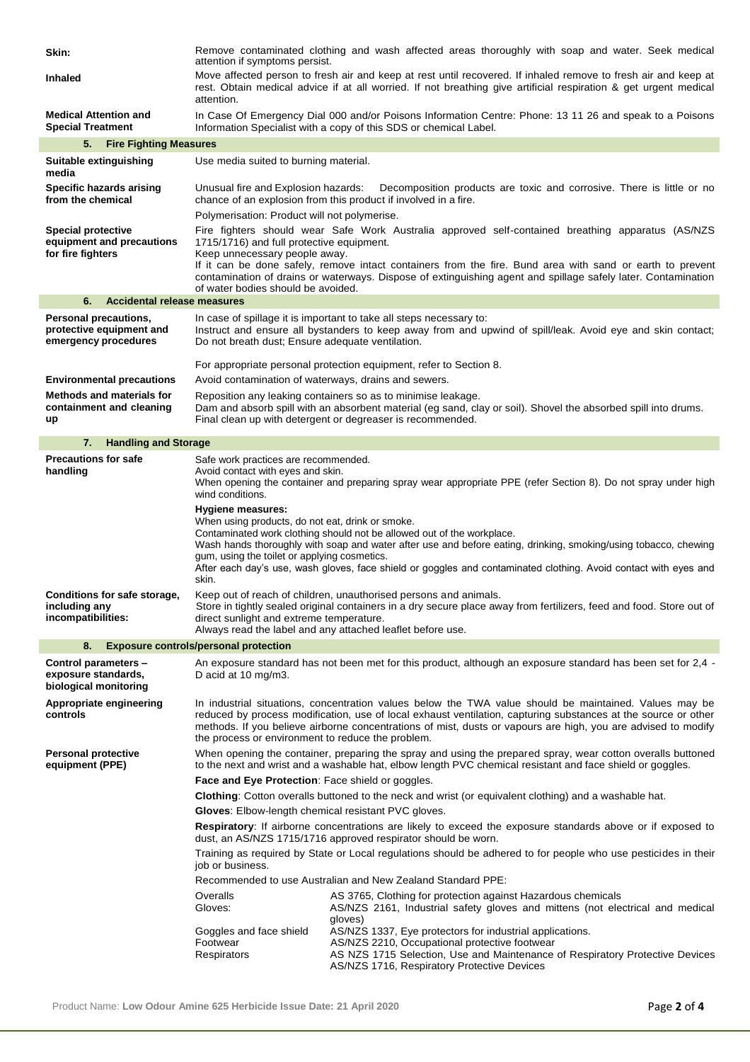| | |
|---|---|
| **Skin:** | Remove contaminated clothing and wash affected areas thoroughly with soap and water. Seek medical attention if symptoms persist. |
| **Inhaled** | Move affected person to fresh air and keep at rest until recovered. If inhaled remove to fresh air and keep at rest. Obtain medical advice if at all worried. If not breathing give artificial respiration & get urgent medical attention. |
| **Medical Attention and Special Treatment** | In Case Of Emergency Dial 000 and/or Poisons Information Centre: Phone: 13 11 26 and speak to a Poisons Information Specialist with a copy of this SDS or chemical Label. |

## 5. Fire Fighting Measures

| | |
|---|---|
| **Suitable extinguishing media** | Use media suited to burning material. |
| **Specific hazards arising from the chemical** | Unusual fire and Explosion hazards: Decomposition products are toxic and corrosive. There is little or no chance of an explosion from this product if involved in a fire.<br>Polymerisation: Product will not polymerise. |
| **Special protective equipment and precautions for fire fighters** | Fire fighters should wear Safe Work Australia approved self-contained breathing apparatus (AS/NZS 1715/1716) and full protective equipment.<br>Keep unnecessary people away.<br>If it can be done safely, remove intact containers from the fire. Bund area with sand or earth to prevent contamination of drains or waterways. Dispose of extinguishing agent and spillage safely later. Contamination of water bodies should be avoided. |

## 6. Accidental release measures

| | |
|---|---|
| **Personal precautions, protective equipment and emergency procedures** | In case of spillage it is important to take all steps necessary to:<br>Instruct and ensure all bystanders to keep away from and upwind of spill/leak. Avoid eye and skin contact; Do not breath dust; Ensure adequate ventilation.<br><br>For appropriate personal protection equipment, refer to Section 8. |
| **Environmental precautions** | Avoid contamination of waterways, drains and sewers. |
| **Methods and materials for containment and cleaning up** | Reposition any leaking containers so as to minimise leakage.<br>Dam and absorb spill with an absorbent material (eg sand, clay or soil). Shovel the absorbed spill into drums.<br>Final clean up with detergent or degreaser is recommended. |

## 7. Handling and Storage

| | |
|---|---|
| **Precautions for safe handling** | Safe work practices are recommended.<br>Avoid contact with eyes and skin.<br>When opening the container and preparing spray wear appropriate PPE (refer Section 8). Do not spray under high wind conditions.<br>**Hygiene measures:**<br>When using products, do not eat, drink or smoke.<br>Contaminated work clothing should not be allowed out of the workplace.<br>Wash hands thoroughly with soap and water after use and before eating, drinking, smoking/using tobacco, chewing gum, using the toilet or applying cosmetics.<br>After each day's use, wash gloves, face shield or goggles and contaminated clothing. Avoid contact with eyes and skin. |
| **Conditions for safe storage, including any incompatibilities:** | Keep out of reach of children, unauthorised persons and animals.<br>Store in tightly sealed original containers in a dry secure place away from fertilizers, feed and food. Store out of direct sunlight and extreme temperature.<br>Always read the label and any attached leaflet before use. |

## 8. Exposure controls/personal protection

| | |
|---|---|
| **Control parameters – exposure standards, biological monitoring** | An exposure standard has not been met for this product, although an exposure standard has been set for 2,4 - D acid at 10 mg/m3. |
| **Appropriate engineering controls** | In industrial situations, concentration values below the TWA value should be maintained. Values may be reduced by process modification, use of local exhaust ventilation, capturing substances at the source or other methods. If you believe airborne concentrations of mist, dusts or vapours are high, you are advised to modify the process or environment to reduce the problem. |
| **Personal protective equipment (PPE)** | When opening the container, preparing the spray and using the prepared spray, wear cotton overalls buttoned to the next and wrist and a washable hat, elbow length PVC chemical resistant and face shield or goggles.<br>**Face and Eye Protection**: Face shield or goggles.<br>**Clothing**: Cotton overalls buttoned to the neck and wrist (or equivalent clothing) and a washable hat.<br>**Gloves**: Elbow-length chemical resistant PVC gloves.<br>**Respiratory**: If airborne concentrations are likely to exceed the exposure standards above or if exposed to dust, an AS/NZS 1715/1716 approved respirator should be worn.<br>Training as required by State or Local regulations should be adhered to for people who use pesticides in their job or business.<br>Recommended to use Australian and New Zealand Standard PPE: |

| | |
|---|---|
| Overalls | AS 3765, Clothing for protection against Hazardous chemicals |
| Gloves: | AS/NZS 2161, Industrial safety gloves and mittens (not electrical and medical gloves) |
| Goggles and face shield | AS/NZS 1337, Eye protectors for industrial applications. |
| Footwear | AS/NZS 2210, Occupational protective footwear |
| Respirators | AS NZS 1715 Selection, Use and Maintenance of Respiratory Protective Devices<br>AS/NZS 1716, Respiratory Protective Devices |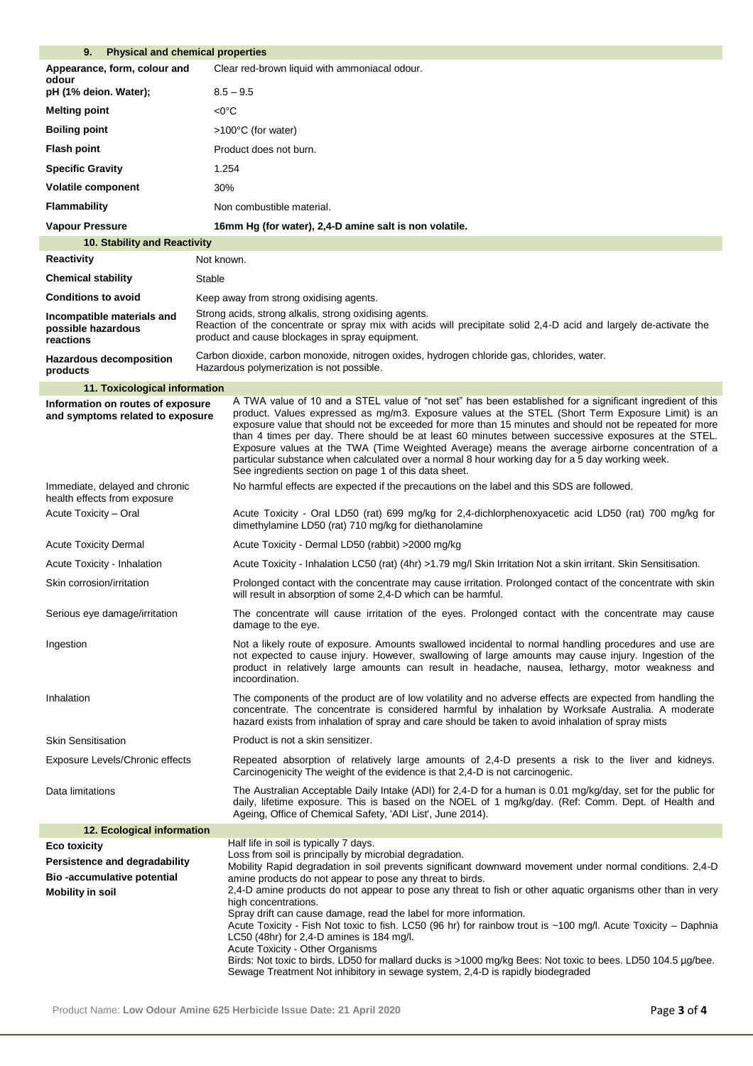## 9. Physical and chemical properties

| | |
|---|---|
| **Appearance, form, colour and odour** | Clear red-brown liquid with ammoniacal odour. |
| **pH (1% deion. Water);** | 8.5 – 9.5 |
| **Melting point** | <0°C |
| **Boiling point** | >100°C (for water) |
| **Flash point** | Product does not burn. |
| **Specific Gravity** | 1.254 |
| **Volatile component** | 30% |
| **Flammability** | Non combustible material. |
| **Vapour Pressure** | **16mm Hg (for water), 2,4-D amine salt is non volatile.** |

## 10. Stability and Reactivity

| | |
|---|---|
| **Reactivity** | Not known. |
| **Chemical stability** | Stable |
| **Conditions to avoid** | Keep away from strong oxidising agents. |
| **Incompatible materials and possible hazardous reactions** | Strong acids, strong alkalis, strong oxidising agents. Reaction of the concentrate or spray mix with acids will precipitate solid 2,4-D acid and largely de-activate the product and cause blockages in spray equipment. |
| **Hazardous decomposition products** | Carbon dioxide, carbon monoxide, nitrogen oxides, hydrogen chloride gas, chlorides, water. Hazardous polymerization is not possible. |

## 11. Toxicological information

| | |
|---|---|
| **Information on routes of exposure and symptoms related to exposure** | A TWA value of 10 and a STEL value of "not set" has been established for a significant ingredient of this product. Values expressed as mg/m3. Exposure values at the STEL (Short Term Exposure Limit) is an exposure value that should not be exceeded for more than 15 minutes and should not be repeated for more than 4 times per day. There should be at least 60 minutes between successive exposures at the STEL. Exposure values at the TWA (Time Weighted Average) means the average airborne concentration of a particular substance when calculated over a normal 8 hour working day for a 5 day working week. See ingredients section on page 1 of this data sheet. |
| Immediate, delayed and chronic health effects from exposure | No harmful effects are expected if the precautions on the label and this SDS are followed. |
| Acute Toxicity – Oral | Acute Toxicity - Oral LD50 (rat) 699 mg/kg for 2,4-dichlorphenoxyacetic acid LD50 (rat) 700 mg/kg for dimethylamine LD50 (rat) 710 mg/kg for diethanolamine |
| Acute Toxicity Dermal | Acute Toxicity - Dermal LD50 (rabbit) >2000 mg/kg |
| Acute Toxicity - Inhalation | Acute Toxicity - Inhalation LC50 (rat) (4hr) >1.79 mg/l Skin Irritation Not a skin irritant. Skin Sensitisation. |
| Skin corrosion/irritation | Prolonged contact with the concentrate may cause irritation. Prolonged contact of the concentrate with skin will result in absorption of some 2,4-D which can be harmful. |
| Serious eye damage/irritation | The concentrate will cause irritation of the eyes. Prolonged contact with the concentrate may cause damage to the eye. |
| Ingestion | Not a likely route of exposure. Amounts swallowed incidental to normal handling procedures and use are not expected to cause injury. However, swallowing of large amounts may cause injury. Ingestion of the product in relatively large amounts can result in headache, nausea, lethargy, motor weakness and incoordination. |
| Inhalation | The components of the product are of low volatility and no adverse effects are expected from handling the concentrate. The concentrate is considered harmful by inhalation by Worksafe Australia. A moderate hazard exists from inhalation of spray and care should be taken to avoid inhalation of spray mists |
| Skin Sensitisation | Product is not a skin sensitizer. |
| Exposure Levels/Chronic effects | Repeated absorption of relatively large amounts of 2,4-D presents a risk to the liver and kidneys. Carcinogenicity The weight of the evidence is that 2,4-D is not carcinogenic. |
| Data limitations | The Australian Acceptable Daily Intake (ADI) for 2,4-D for a human is 0.01 mg/kg/day, set for the public for daily, lifetime exposure. This is based on the NOEL of 1 mg/kg/day. (Ref: Comm. Dept. of Health and Ageing, Office of Chemical Safety, 'ADI List', June 2014). |

## 12. Ecological information

| | |
|---|---|
| **Eco toxicity**<br>**Persistence and degradability**<br>**Bio -accumulative potential**<br>**Mobility in soil** | Half life in soil is typically 7 days.<br>Loss from soil is principally by microbial degradation.<br>Mobility Rapid degradation in soil prevents significant downward movement under normal conditions. 2,4-D amine products do not appear to pose any threat to birds.<br>2,4-D amine products do not appear to pose any threat to fish or other aquatic organisms other than in very high concentrations.<br>Spray drift can cause damage, read the label for more information.<br>Acute Toxicity - Fish Not toxic to fish. LC50 (96 hr) for rainbow trout is ~100 mg/l. Acute Toxicity – Daphnia LC50 (48hr) for 2,4-D amines is 184 mg/l.<br>Acute Toxicity - Other Organisms<br>Birds: Not toxic to birds. LD50 for mallard ducks is >1000 mg/kg Bees: Not toxic to bees. LD50 104.5 µg/bee. Sewage Treatment Not inhibitory in sewage system, 2,4-D is rapidly biodegraded |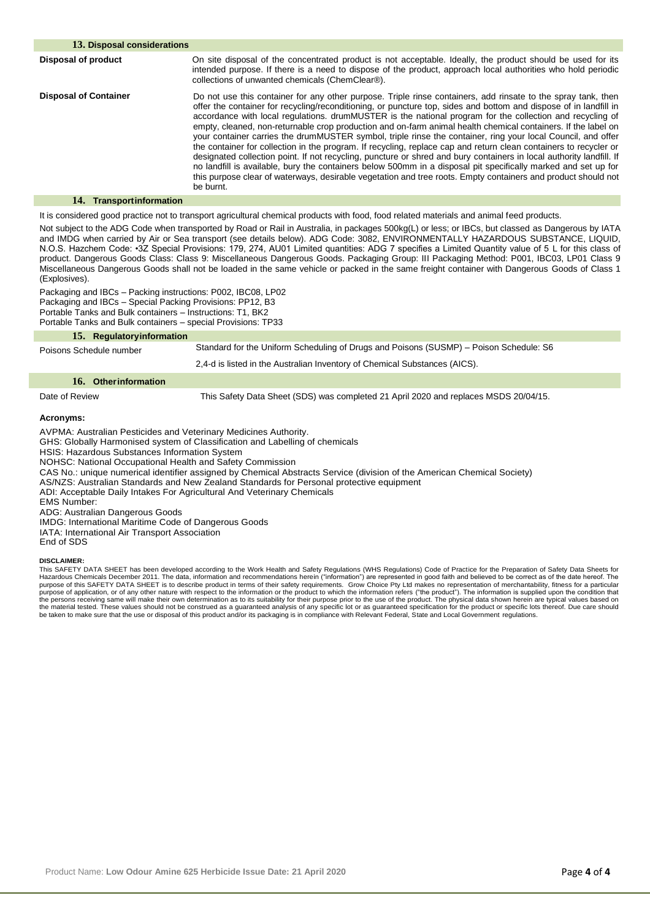## 13. Disposal considerations

| | |
|---|---|
| **Disposal of product** | On site disposal of the concentrated product is not acceptable. Ideally, the product should be used for its intended purpose. If there is a need to dispose of the product, approach local authorities who hold periodic collections of unwanted chemicals (ChemClear®). |
| **Disposal of Container** | Do not use this container for any other purpose. Triple rinse containers, add rinsate to the spray tank, then offer the container for recycling/reconditioning, or puncture top, sides and bottom and dispose of in landfill in accordance with local regulations. drumMUSTER is the national program for the collection and recycling of empty, cleaned, non-returnable crop production and on-farm animal health chemical containers. If the label on your container carries the drumMUSTER symbol, triple rinse the container, ring your local Council, and offer the container for collection in the program. If recycling, replace cap and return clean containers to recycler or designated collection point. If not recycling, puncture or shred and bury containers in local authority landfill. If no landfill is available, bury the containers below 500mm in a disposal pit specifically marked and set up for this purpose clear of waterways, desirable vegetation and tree roots. Empty containers and product should not be burnt. |

## 14. Transport information

It is considered good practice not to transport agricultural chemical products with food, food related materials and animal feed products.

Not subject to the ADG Code when transported by Road or Rail in Australia, in packages 500kg(L) or less; or IBCs, but classed as Dangerous by IATA and IMDG when carried by Air or Sea transport (see details below). ADG Code: 3082, ENVIRONMENTALLY HAZARDOUS SUBSTANCE, LIQUID, N.O.S. Hazchem Code: •3Z Special Provisions: 179, 274, AU01 Limited quantities: ADG 7 specifies a Limited Quantity value of 5 L for this class of product. Dangerous Goods Class: Class 9: Miscellaneous Dangerous Goods. Packaging Group: III Packaging Method: P001, IBC03, LP01 Class 9 Miscellaneous Dangerous Goods shall not be loaded in the same vehicle or packed in the same freight container with Dangerous Goods of Class 1 (Explosives).

Packaging and IBCs – Packing instructions: P002, IBC08, LP02
Packaging and IBCs – Special Packing Provisions: PP12, B3
Portable Tanks and Bulk containers – Instructions: T1, BK2
Portable Tanks and Bulk containers – special Provisions: TP33

## 15. Regulatory information

| | |
|---|---|
| Poisons Schedule number | Standard for the Uniform Scheduling of Drugs and Poisons (SUSMP) – Poison Schedule: S6 |
| | 2,4-d is listed in the Australian Inventory of Chemical Substances (AICS). |

## 16. Other information

| | |
|---|---|
| Date of Review | This Safety Data Sheet (SDS) was completed 21 April 2020 and replaces MSDS 20/04/15. |

**Acronyms:**

AVPMA: Australian Pesticides and Veterinary Medicines Authority.
GHS: Globally Harmonised system of Classification and Labelling of chemicals
HSIS: Hazardous Substances Information System
NOHSC: National Occupational Health and Safety Commission
CAS No.: unique numerical identifier assigned by Chemical Abstracts Service (division of the American Chemical Society)
AS/NZS: Australian Standards and New Zealand Standards for Personal protective equipment
ADI: Acceptable Daily Intakes For Agricultural And Veterinary Chemicals
EMS Number:
ADG: Australian Dangerous Goods
IMDG: International Maritime Code of Dangerous Goods
IATA: International Air Transport Association
End of SDS

**DISCLAIMER:**

This SAFETY DATA SHEET has been developed according to the Work Health and Safety Regulations (WHS Regulations) Code of Practice for the Preparation of Safety Data Sheets for Hazardous Chemicals December 2011. The data, information and recommendations herein ("information") are represented in good faith and believed to be correct as of the date hereof. The purpose of this SAFETY DATA SHEET is to describe product in terms of their safety requirements. Grow Choice Pty Ltd makes no representation of merchantability, fitness for a particular purpose of application, or of any other nature with respect to the information or the product to which the information refers ("the product"). The information is supplied upon the condition that the persons receiving same will make their own determination as to its suitability for their purpose prior to the use of the product. The physical data shown herein are typical values based on the material tested. These values should not be construed as a guaranteed analysis of any specific lot or as guaranteed specification for the product or specific lots thereof. Due care should be taken to make sure that the use or disposal of this product and/or its packaging is in compliance with Relevant Federal, State and Local Government regulations.